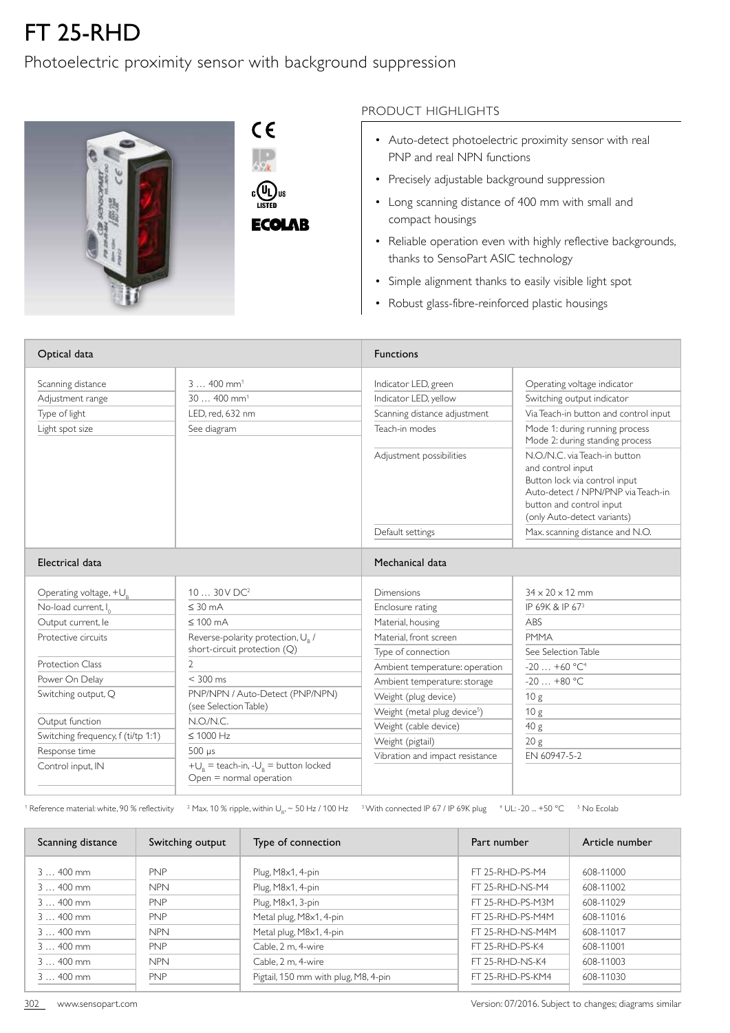# FT 25-RHD

## Photoelectric proximity sensor with background suppression

### PRODUCT HIGHLIGHTS

- Auto-detect photoelectric proximity sensor with real PNP and real NPN functions
- Precisely adjustable background suppression
- Long scanning distance of 400 mm with small and compact housings
- Reliable operation even with highly reflective backgrounds, thanks to SensoPart ASIC technology
- Simple alignment thanks to easily visible light spot
- Robust glass-fibre-reinforced plastic housings

| Optical data | |
|---|---|
| Scanning distance | 3 … 400 mm[1] |
| Adjustment range | 30 … 400 mm[1] |
| Type of light | LED, red, 632 nm |
| Light spot size | See diagram |

| Functions | |
|---|---|
| Indicator LED, green | Operating voltage indicator |
| Indicator LED, yellow | Switching output indicator |
| Scanning distance adjustment | Via Teach-in button and control input |
| Teach-in modes | Mode 1: during running process<br>Mode 2: during standing process |
| Adjustment possibilities | N.O./N.C. via Teach-in button and control input<br>Button lock via control input<br>Auto-detect / NPN/PNP via Teach-in button and control input<br>(only Auto-detect variants) |
| Default settings | Max. scanning distance and N.O. |

| Electrical data | |
|---|---|
| Operating voltage, $+U_B$ | 10 … 30 V DC[2] |
| No-load current, $I_0$ | ≤ 30 mA |
| Output current, Ie | ≤ 100 mA |
| Protective circuits | Reverse-polarity protection, $U_B$ / short-circuit protection (Q) |
| Protection Class | 2 |
| Power On Delay | < 300 ms |
| Switching output, Q | PNP/NPN / Auto-Detect (PNP/NPN) (see Selection Table) |
| Output function | N.O./N.C. |
| Switching frequency, f (ti/tp 1:1) | ≤ 1000 Hz |
| Response time | 500 µs |
| Control input, IN | $+U_B$ = teach-in, $-U_B$ = button locked<br>Open = normal operation |

| Mechanical data | |
|---|---|
| Dimensions | 34 x 20 x 12 mm |
| Enclosure rating | IP 69K & IP 67[3] |
| Material, housing | ABS |
| Material, front screen | PMMA |
| Type of connection | See Selection Table |
| Ambient temperature: operation | -20 … +60 °C[4] |
| Ambient temperature: storage | -20 … +80 °C |
| Weight (plug device) | 10 g |
| Weight (metal plug device[5]) | 10 g |
| Weight (cable device) | 40 g |
| Weight (pigtail) | 20 g |
| Vibration and impact resistance | EN 60947-5-2 |

[1] Reference material: white, 90 % reflectivity [2] Max. 10 % ripple, within $U_B$, ~ 50 Hz / 100 Hz [3] With connected IP 67 / IP 69K plug [4] UL: -20 ... +50 °C [5] No Ecolab

| Scanning distance | Switching output | Type of connection | Part number | Article number |
|---|---|---|---|---|
| 3 … 400 mm | PNP | Plug, M8x1, 4-pin | FT 25-RHD-PS-M4 | 608-11000 |
| 3 … 400 mm | NPN | Plug, M8x1, 4-pin | FT 25-RHD-NS-M4 | 608-11002 |
| 3 … 400 mm | PNP | Plug, M8x1, 3-pin | FT 25-RHD-PS-M3M | 608-11029 |
| 3 … 400 mm | PNP | Metal plug, M8x1, 4-pin | FT 25-RHD-PS-M4M | 608-11016 |
| 3 … 400 mm | NPN | Metal plug, M8x1, 4-pin | FT 25-RHD-NS-M4M | 608-11017 |
| 3 … 400 mm | PNP | Cable, 2 m, 4-wire | FT 25-RHD-PS-K4 | 608-11001 |
| 3 … 400 mm | NPN | Cable, 2 m, 4-wire | FT 25-RHD-NS-K4 | 608-11003 |
| 3 … 400 mm | PNP | Pigtail, 150 mm with plug, M8, 4-pin | FT 25-RHD-PS-KM4 | 608-11030 |

www.sensopart.com

Version: 07/2016. Subject to changes; diagrams similar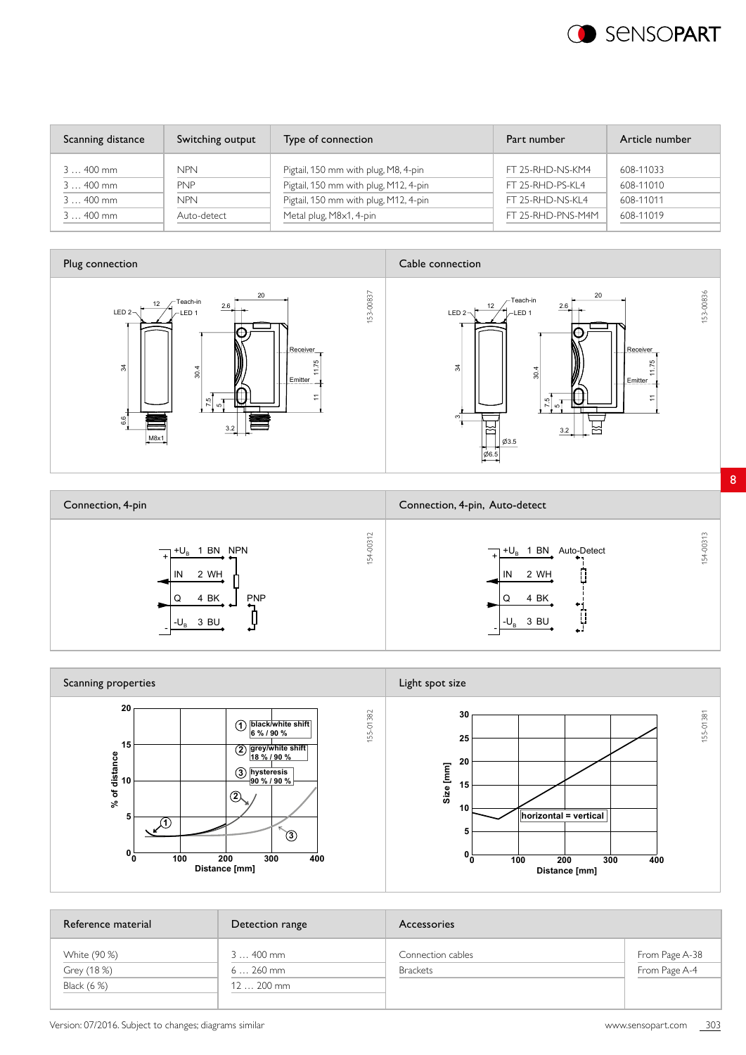| Scanning distance | Switching output | Type of connection | Part number | Article number |
|---|---|---|---|---|
| 3 … 400 mm | NPN | Pigtail, 150 mm with plug, M8, 4-pin | FT 25-RHD-NS-KM4 | 608-11033 |
| 3 … 400 mm | PNP | Pigtail, 150 mm with plug, M12, 4-pin | FT 25-RHD-PS-KL4 | 608-11010 |
| 3 … 400 mm | NPN | Pigtail, 150 mm with plug, M12, 4-pin | FT 25-RHD-NS-KL4 | 608-11011 |
| 3 … 400 mm | Auto-detect | Metal plug, M8x1, 4-pin | FT 25-RHD-PNS-M4M | 608-11019 |

## Plug connection

LED 2, 12, Teach-in, LED 1, 20, 2.6, 34, 30.4, Receiver, 11.75, Emitter, 11, 7.5, 5, 3.2, 6.6, M8x1

153-00837

## Cable connection

LED 2, 12, Teach-in, LED 1, 20, 2.6, 34, 30.4, Receiver, 11.75, Emitter, 11, 7.5, 5, 3.2, 3, Ø3.5, Ø6.5

153-00836

## Connection, 4-pin

+$U_B$ 1 BN NPN
IN 2 WH
Q 4 BK PNP
-$U_B$ 3 BU

154-00312

## Connection, 4-pin, Auto-detect

+$U_B$ 1 BN Auto-Detect
IN 2 WH
Q 4 BK
-$U_B$ 3 BU

154-00313

## Scanning properties

① black/white shift 6 % / 90 %
② grey/white shift 18 % / 90 %
③ hysteresis 90 % / 90 %

% of distance: 0, 5, 10, 15, 20
Distance [mm]: 0, 100, 200, 300, 400

155-01382

## Light spot size

horizontal = vertical

Size [mm]: 0, 5, 10, 15, 20, 25, 30
Distance [mm]: 0, 100, 200, 300, 400

155-01381

| Reference material | Detection range |
|---|---|
| White (90 %) | 3 … 400 mm |
| Grey (18 %) | 6 … 260 mm |
| Black (6 %) | 12 … 200 mm |

| Accessories | |
|---|---|
| Connection cables | From Page A-38 |
| Brackets | From Page A-4 |

Version: 07/2016. Subject to changes; diagrams similar

www.sensopart.com